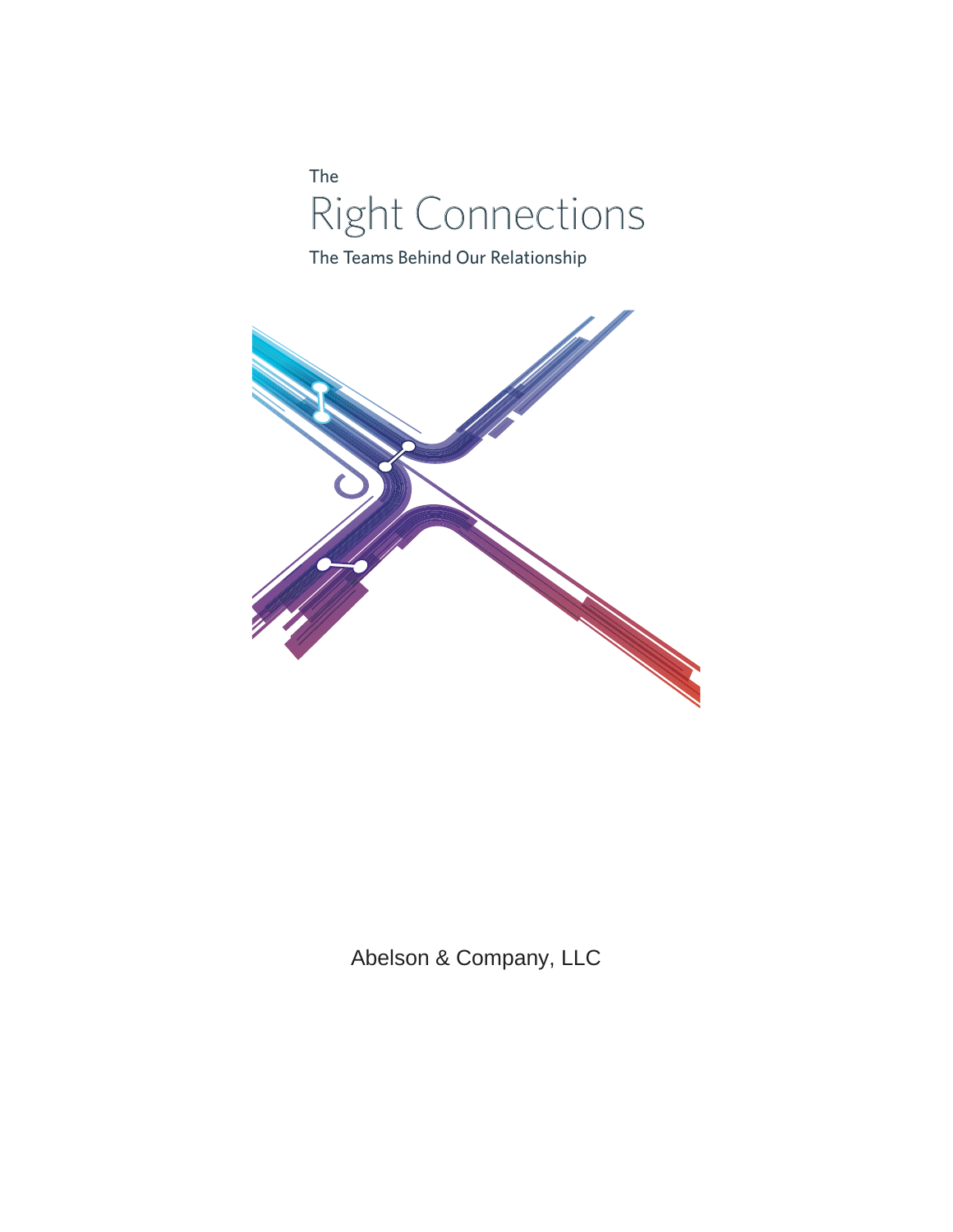The

# Right Connections

The Teams Behind Our Relationship

Abelson & Company, LLC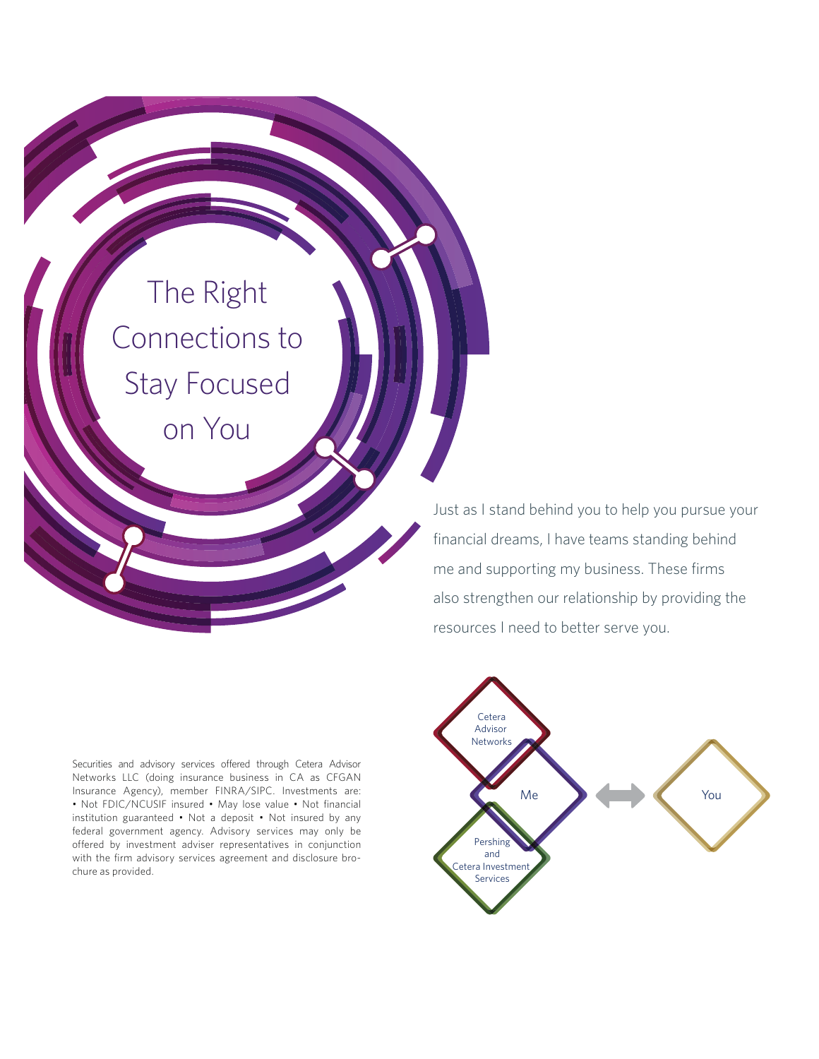# The Right Connections to Stay Focused on You

Just as I stand behind you to help you pursue your financial dreams, I have teams standing behind me and supporting my business. These firms also strengthen our relationship by providing the resources I need to better serve you.

Cetera Advisor Networks

Me

You

Pershing and Cetera Investment Services

Securities and advisory services offered through Cetera Advisor Networks LLC (doing insurance business in CA as CFGAN Insurance Agency), member FINRA/SIPC. Investments are: • Not FDIC/NCUSIF insured • May lose value • Not financial institution guaranteed • Not a deposit • Not insured by any federal government agency. Advisory services may only be offered by investment adviser representatives in conjunction with the firm advisory services agreement and disclosure brochure as provided.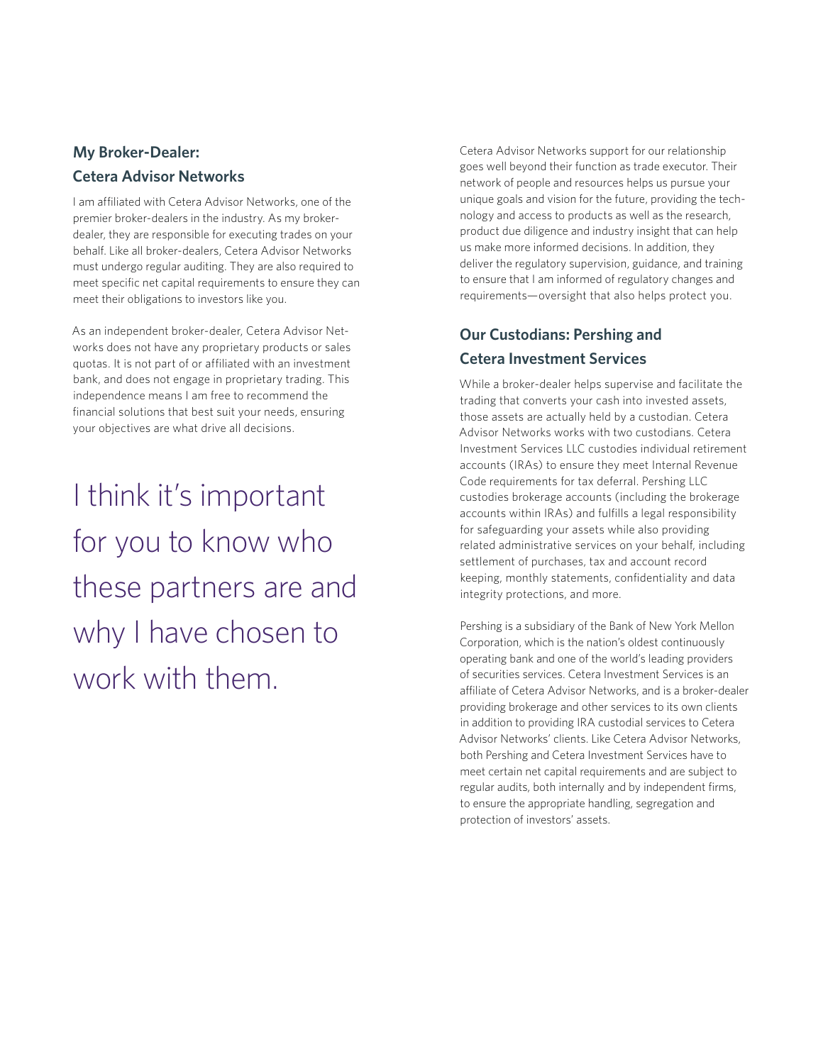## My Broker-Dealer: Cetera Advisor Networks

I am affiliated with Cetera Advisor Networks, one of the premier broker-dealers in the industry. As my broker-dealer, they are responsible for executing trades on your behalf. Like all broker-dealers, Cetera Advisor Networks must undergo regular auditing. They are also required to meet specific net capital requirements to ensure they can meet their obligations to investors like you.

As an independent broker-dealer, Cetera Advisor Networks does not have any proprietary products or sales quotas. It is not part of or affiliated with an investment bank, and does not engage in proprietary trading. This independence means I am free to recommend the financial solutions that best suit your needs, ensuring your objectives are what drive all decisions.

I think it's important for you to know who these partners are and why I have chosen to work with them.

Cetera Advisor Networks support for our relationship goes well beyond their function as trade executor. Their network of people and resources helps us pursue your unique goals and vision for the future, providing the technology and access to products as well as the research, product due diligence and industry insight that can help us make more informed decisions. In addition, they deliver the regulatory supervision, guidance, and training to ensure that I am informed of regulatory changes and requirements—oversight that also helps protect you.

## Our Custodians: Pershing and Cetera Investment Services

While a broker-dealer helps supervise and facilitate the trading that converts your cash into invested assets, those assets are actually held by a custodian. Cetera Advisor Networks works with two custodians. Cetera Investment Services LLC custodies individual retirement accounts (IRAs) to ensure they meet Internal Revenue Code requirements for tax deferral. Pershing LLC custodies brokerage accounts (including the brokerage accounts within IRAs) and fulfills a legal responsibility for safeguarding your assets while also providing related administrative services on your behalf, including settlement of purchases, tax and account record keeping, monthly statements, confidentiality and data integrity protections, and more.

Pershing is a subsidiary of the Bank of New York Mellon Corporation, which is the nation's oldest continuously operating bank and one of the world's leading providers of securities services. Cetera Investment Services is an affiliate of Cetera Advisor Networks, and is a broker-dealer providing brokerage and other services to its own clients in addition to providing IRA custodial services to Cetera Advisor Networks' clients. Like Cetera Advisor Networks, both Pershing and Cetera Investment Services have to meet certain net capital requirements and are subject to regular audits, both internally and by independent firms, to ensure the appropriate handling, segregation and protection of investors' assets.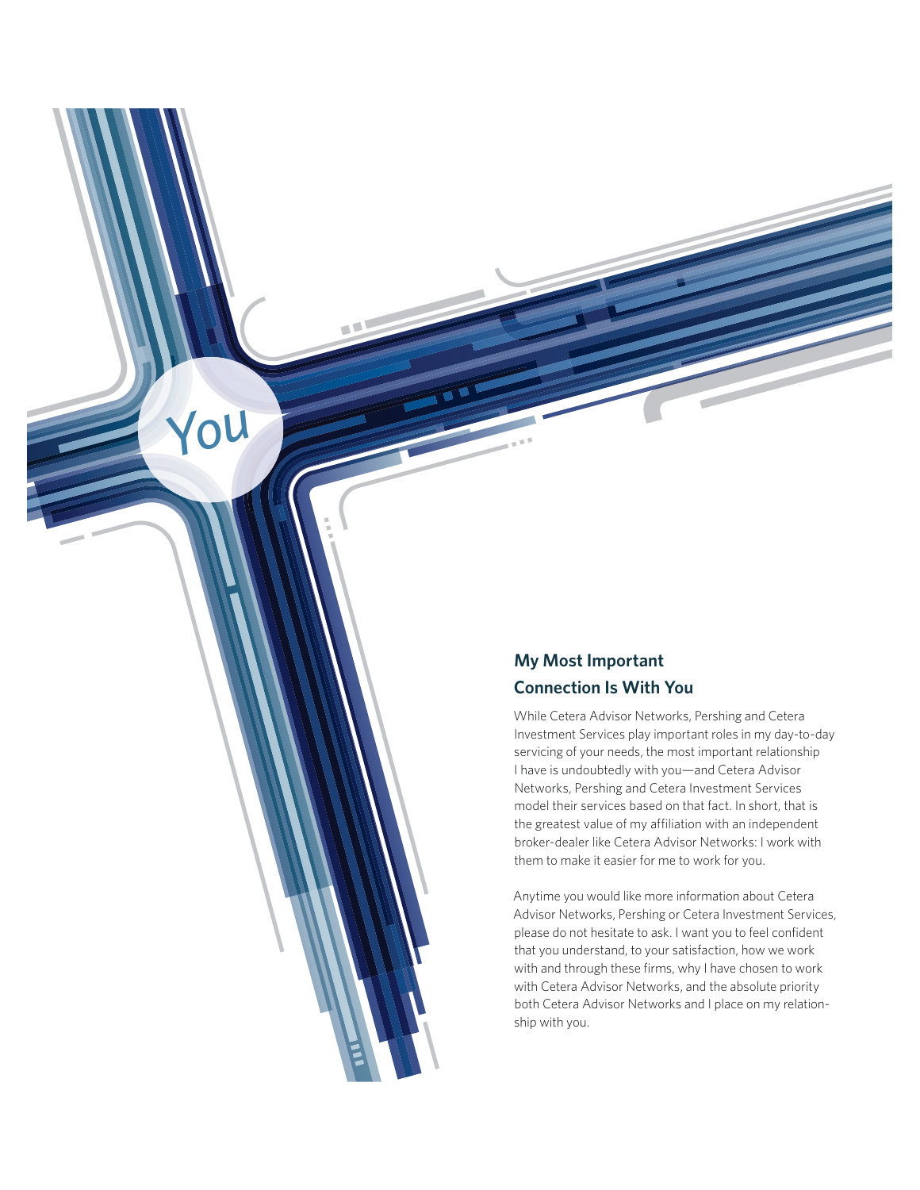## My Most Important Connection Is With You

While Cetera Advisor Networks, Pershing and Cetera Investment Services play important roles in my day-to-day servicing of your needs, the most important relationship I have is undoubtedly with you—and Cetera Advisor Networks, Pershing and Cetera Investment Services model their services based on that fact. In short, that is the greatest value of my affiliation with an independent broker-dealer like Cetera Advisor Networks: I work with them to make it easier for me to work for you.

Anytime you would like more information about Cetera Advisor Networks, Pershing or Cetera Investment Services, please do not hesitate to ask. I want you to feel confident that you understand, to your satisfaction, how we work with and through these firms, why I have chosen to work with Cetera Advisor Networks, and the absolute priority both Cetera Advisor Networks and I place on my relationship with you.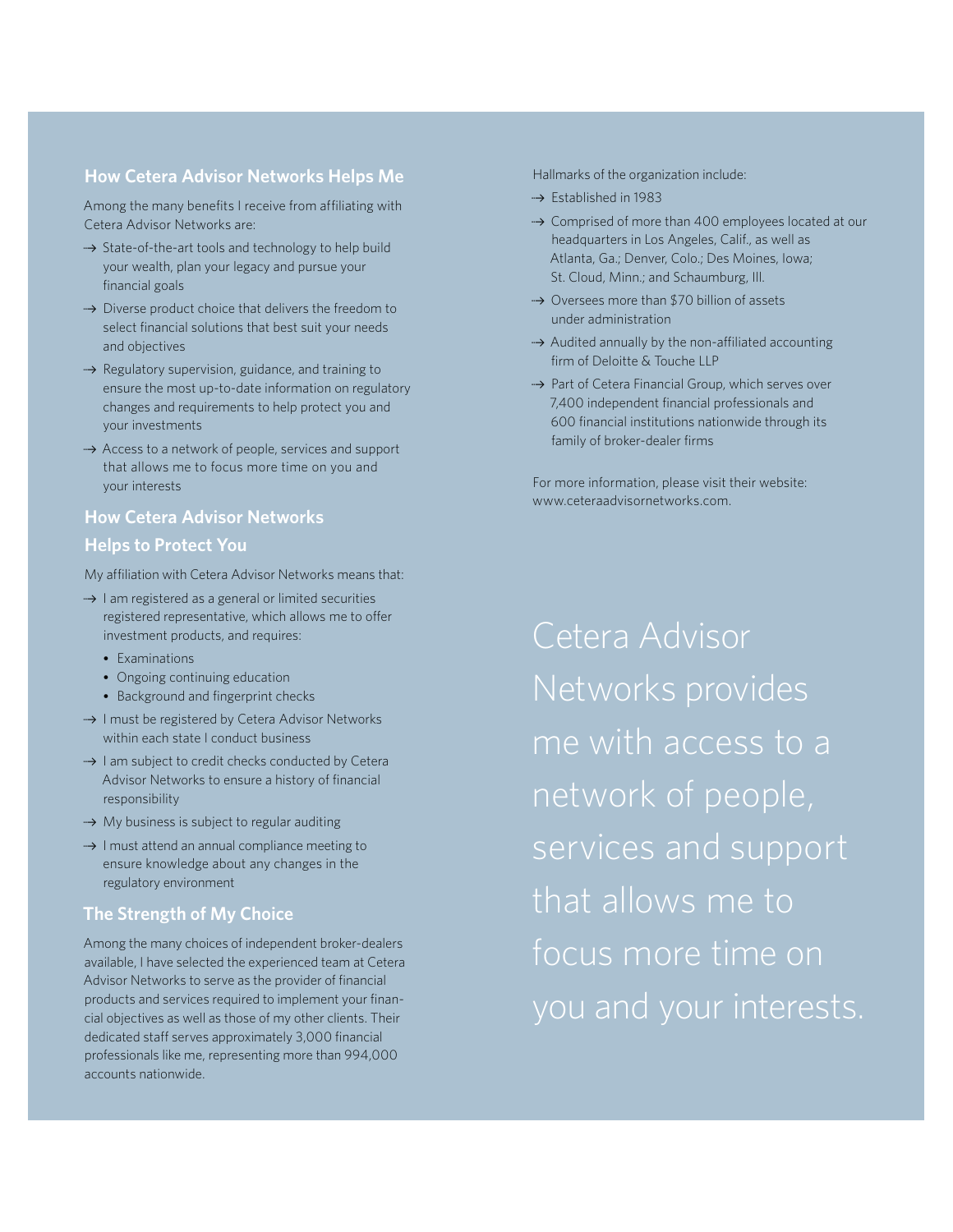## How Cetera Advisor Networks Helps Me

Among the many benefits I receive from affiliating with Cetera Advisor Networks are:

- State-of-the-art tools and technology to help build your wealth, plan your legacy and pursue your financial goals
- Diverse product choice that delivers the freedom to select financial solutions that best suit your needs and objectives
- Regulatory supervision, guidance, and training to ensure the most up-to-date information on regulatory changes and requirements to help protect you and your investments
- Access to a network of people, services and support that allows me to focus more time on you and your interests

## How Cetera Advisor Networks Helps to Protect You

My affiliation with Cetera Advisor Networks means that:

- I am registered as a general or limited securities registered representative, which allows me to offer investment products, and requires:
  - Examinations
  - Ongoing continuing education
  - Background and fingerprint checks
- I must be registered by Cetera Advisor Networks within each state I conduct business
- I am subject to credit checks conducted by Cetera Advisor Networks to ensure a history of financial responsibility
- My business is subject to regular auditing
- I must attend an annual compliance meeting to ensure knowledge about any changes in the regulatory environment

## The Strength of My Choice

Among the many choices of independent broker-dealers available, I have selected the experienced team at Cetera Advisor Networks to serve as the provider of financial products and services required to implement your financial objectives as well as those of my other clients. Their dedicated staff serves approximately 3,000 financial professionals like me, representing more than 994,000 accounts nationwide.

Hallmarks of the organization include:

- Established in 1983
- Comprised of more than 400 employees located at our headquarters in Los Angeles, Calif., as well as Atlanta, Ga.; Denver, Colo.; Des Moines, Iowa; St. Cloud, Minn.; and Schaumburg, Ill.
- Oversees more than $70 billion of assets under administration
- Audited annually by the non-affiliated accounting firm of Deloitte & Touche LLP
- Part of Cetera Financial Group, which serves over 7,400 independent financial professionals and 600 financial institutions nationwide through its family of broker-dealer firms

For more information, please visit their website: www.ceteraadvisornetworks.com.

Cetera Advisor Networks provides me with access to a network of people, services and support that allows me to focus more time on you and your interests.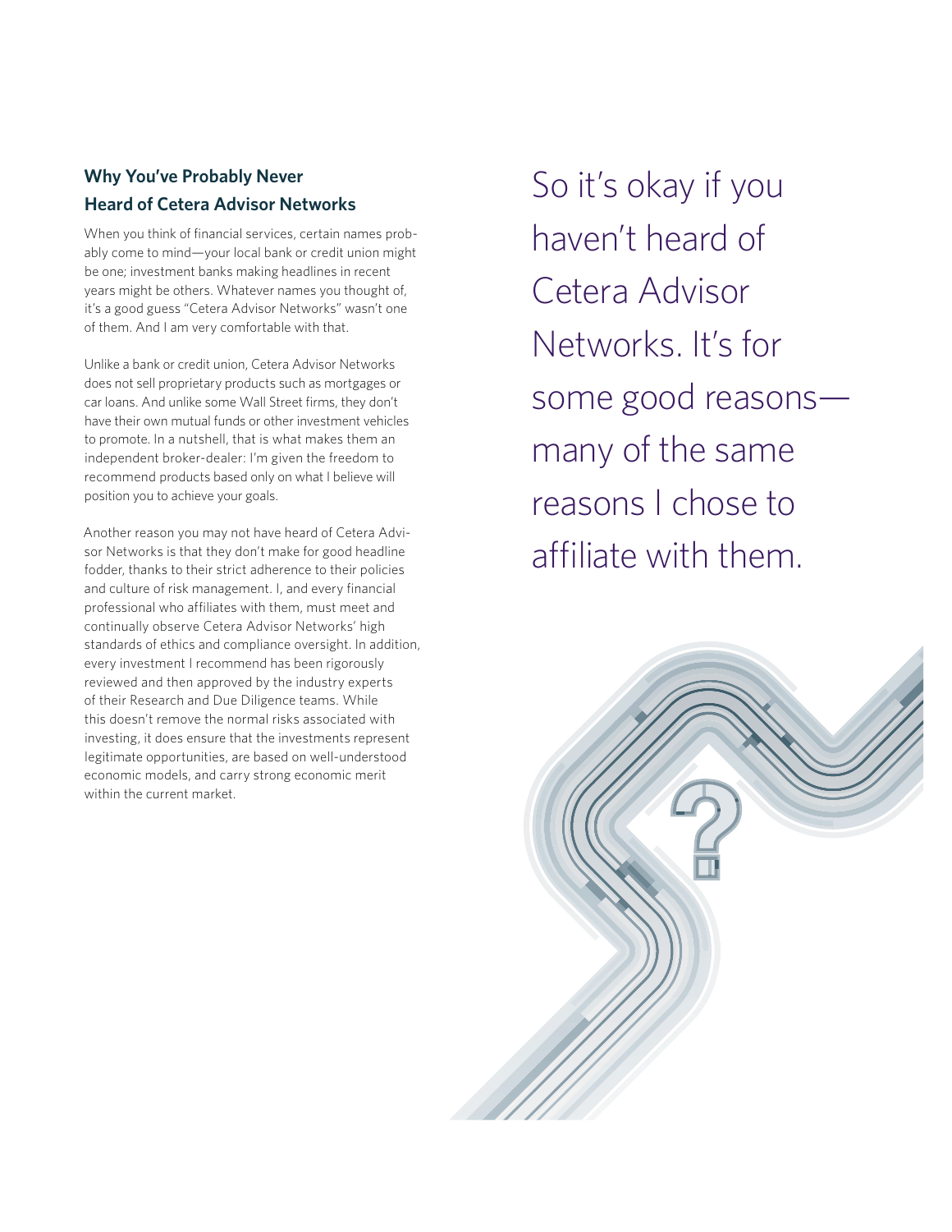## Why You've Probably Never Heard of Cetera Advisor Networks

When you think of financial services, certain names probably come to mind—your local bank or credit union might be one; investment banks making headlines in recent years might be others. Whatever names you thought of, it's a good guess "Cetera Advisor Networks" wasn't one of them. And I am very comfortable with that.

Unlike a bank or credit union, Cetera Advisor Networks does not sell proprietary products such as mortgages or car loans. And unlike some Wall Street firms, they don't have their own mutual funds or other investment vehicles to promote. In a nutshell, that is what makes them an independent broker-dealer: I'm given the freedom to recommend products based only on what I believe will position you to achieve your goals.

Another reason you may not have heard of Cetera Advisor Networks is that they don't make for good headline fodder, thanks to their strict adherence to their policies and culture of risk management. I, and every financial professional who affiliates with them, must meet and continually observe Cetera Advisor Networks' high standards of ethics and compliance oversight. In addition, every investment I recommend has been rigorously reviewed and then approved by the industry experts of their Research and Due Diligence teams. While this doesn't remove the normal risks associated with investing, it does ensure that the investments represent legitimate opportunities, are based on well-understood economic models, and carry strong economic merit within the current market.

So it's okay if you haven't heard of Cetera Advisor Networks. It's for some good reasons—many of the same reasons I chose to affiliate with them.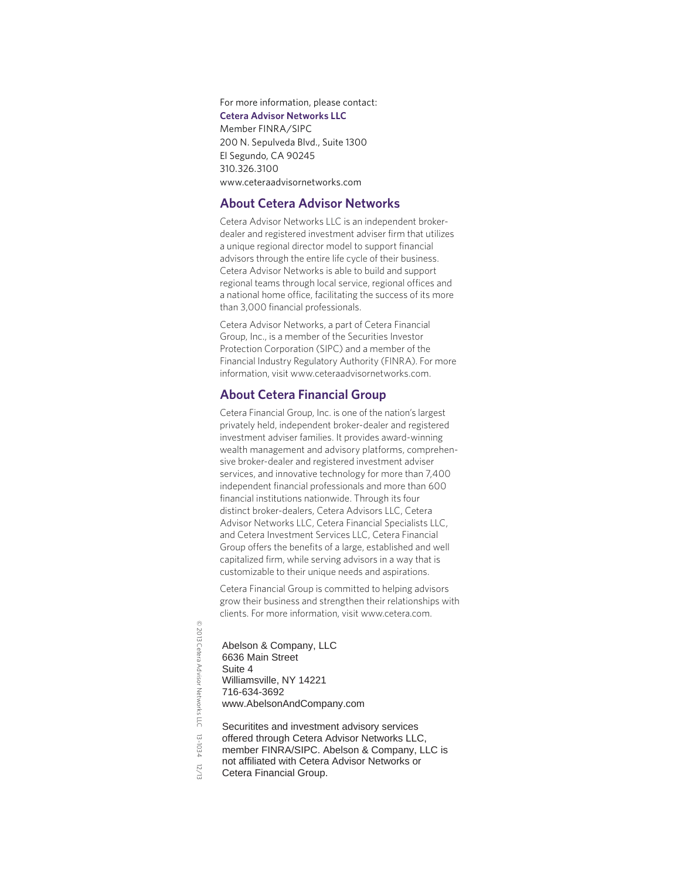For more information, please contact:

**Cetera Advisor Networks LLC**
Member FINRA/SIPC
200 N. Sepulveda Blvd., Suite 1300
El Segundo, CA 90245
310.326.3100
www.ceteraadvisornetworks.com

## About Cetera Advisor Networks

Cetera Advisor Networks LLC is an independent broker-dealer and registered investment adviser firm that utilizes a unique regional director model to support financial advisors through the entire life cycle of their business. Cetera Advisor Networks is able to build and support regional teams through local service, regional offices and a national home office, facilitating the success of its more than 3,000 financial professionals.

Cetera Advisor Networks, a part of Cetera Financial Group, Inc., is a member of the Securities Investor Protection Corporation (SIPC) and a member of the Financial Industry Regulatory Authority (FINRA). For more information, visit www.ceteraadvisornetworks.com.

## About Cetera Financial Group

Cetera Financial Group, Inc. is one of the nation's largest privately held, independent broker-dealer and registered investment adviser families. It provides award-winning wealth management and advisory platforms, comprehensive broker-dealer and registered investment adviser services, and innovative technology for more than 7,400 independent financial professionals and more than 600 financial institutions nationwide. Through its four distinct broker-dealers, Cetera Advisors LLC, Cetera Advisor Networks LLC, Cetera Financial Specialists LLC, and Cetera Investment Services LLC, Cetera Financial Group offers the benefits of a large, established and well capitalized firm, while serving advisors in a way that is customizable to their unique needs and aspirations.

Cetera Financial Group is committed to helping advisors grow their business and strengthen their relationships with clients. For more information, visit www.cetera.com.

Abelson & Company, LLC
6636 Main Street
Suite 4
Williamsville, NY 14221
716-634-3692
www.AbelsonAndCompany.com

Securitites and investment advisory services offered through Cetera Advisor Networks LLC, member FINRA/SIPC. Abelson & Company, LLC is not affiliated with Cetera Advisor Networks or Cetera Financial Group.

© 2013 Cetera Advisor Networks LLC 13-1034 12/13